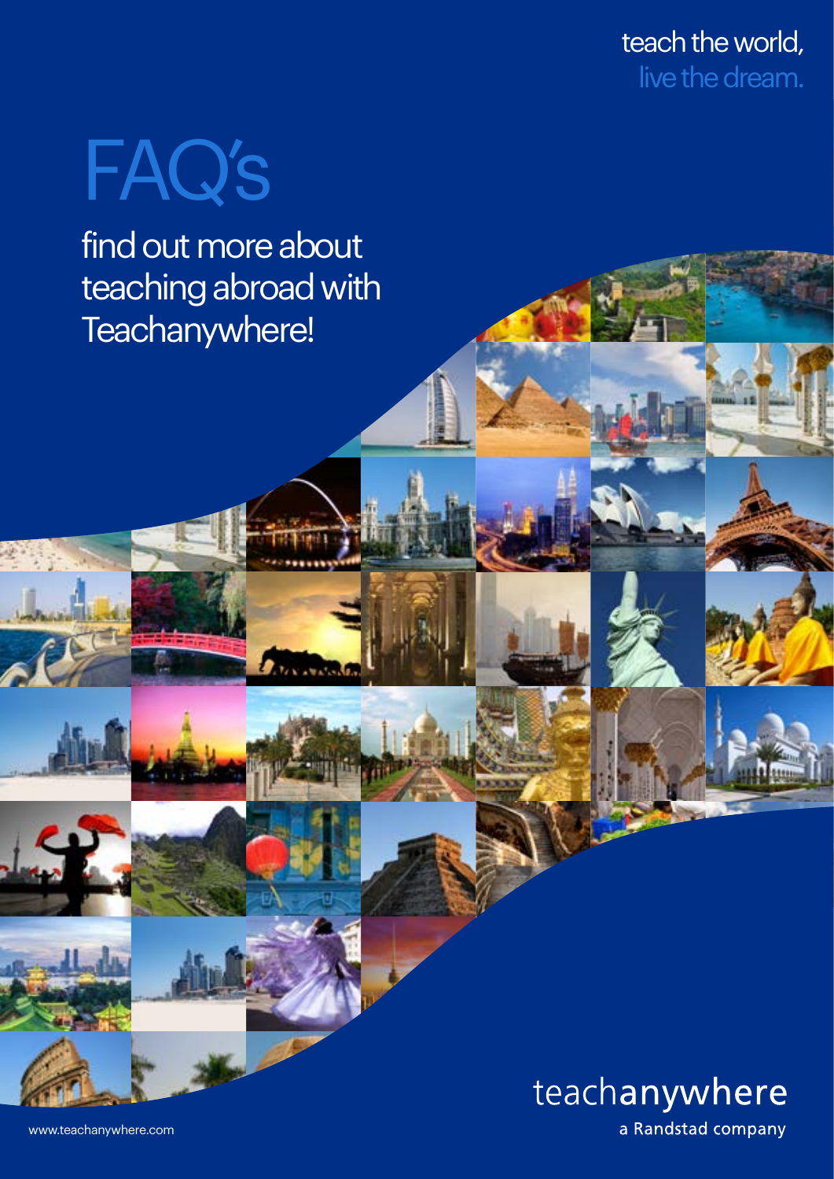teach the world,
live the dream.

# FAQ's

## find out more about teaching abroad with Teachanywhere!

teachanywhere
a Randstad company

www.teachanywhere.com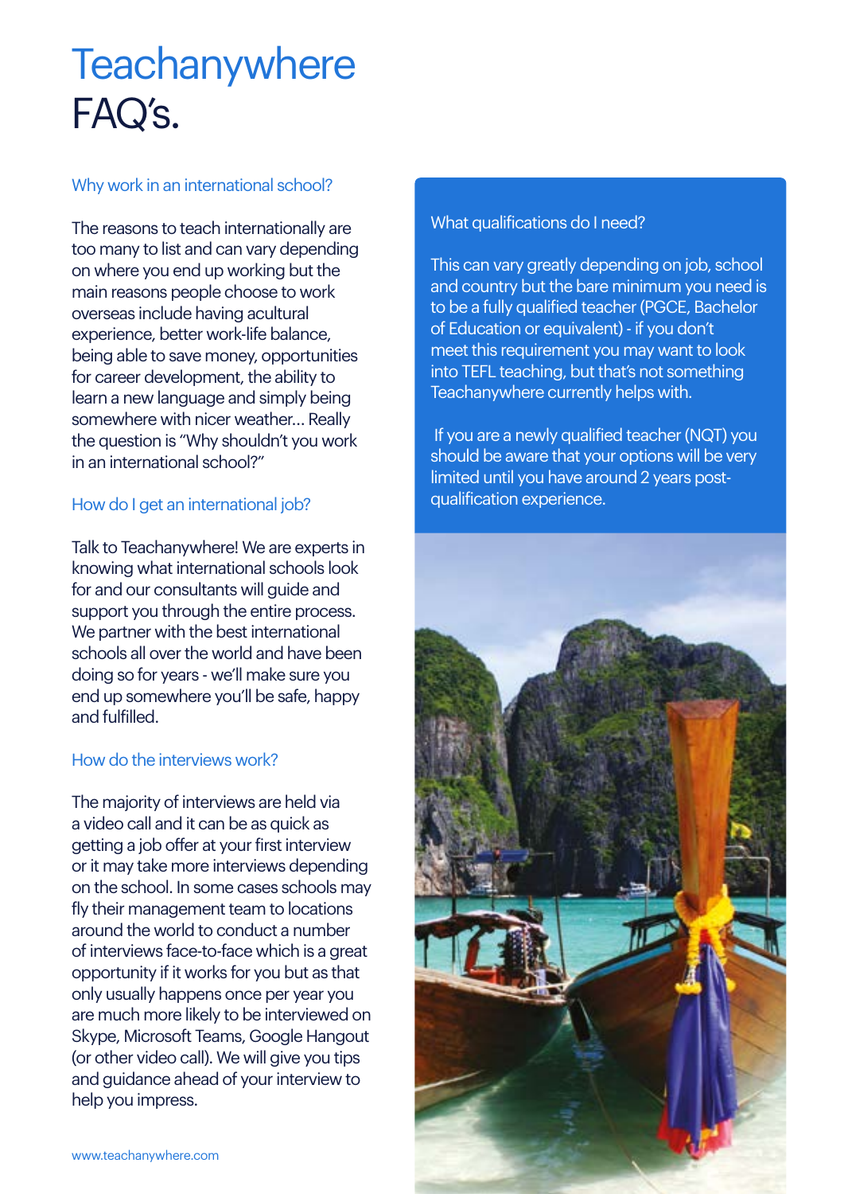# Teachanywhere FAQ's.

### Why work in an international school?

The reasons to teach internationally are too many to list and can vary depending on where you end up working but the main reasons people choose to work overseas include having acultural experience, better work-life balance, being able to save money, opportunities for career development, the ability to learn a new language and simply being somewhere with nicer weather... Really the question is "Why shouldn't you work in an international school?"

### How do I get an international job?

Talk to Teachanywhere! We are experts in knowing what international schools look for and our consultants will guide and support you through the entire process. We partner with the best international schools all over the world and have been doing so for years - we'll make sure you end up somewhere you'll be safe, happy and fulfilled.

### How do the interviews work?

The majority of interviews are held via a video call and it can be as quick as getting a job offer at your first interview or it may take more interviews depending on the school. In some cases schools may fly their management team to locations around the world to conduct a number of interviews face-to-face which is a great opportunity if it works for you but as that only usually happens once per year you are much more likely to be interviewed on Skype, Microsoft Teams, Google Hangout (or other video call). We will give you tips and guidance ahead of your interview to help you impress.

### What qualifications do I need?

This can vary greatly depending on job, school and country but the bare minimum you need is to be a fully qualified teacher (PGCE, Bachelor of Education or equivalent) - if you don't meet this requirement you may want to look into TEFL teaching, but that's not something Teachanywhere currently helps with.

If you are a newly qualified teacher (NQT) you should be aware that your options will be very limited until you have around 2 years post-qualification experience.

www.teachanywhere.com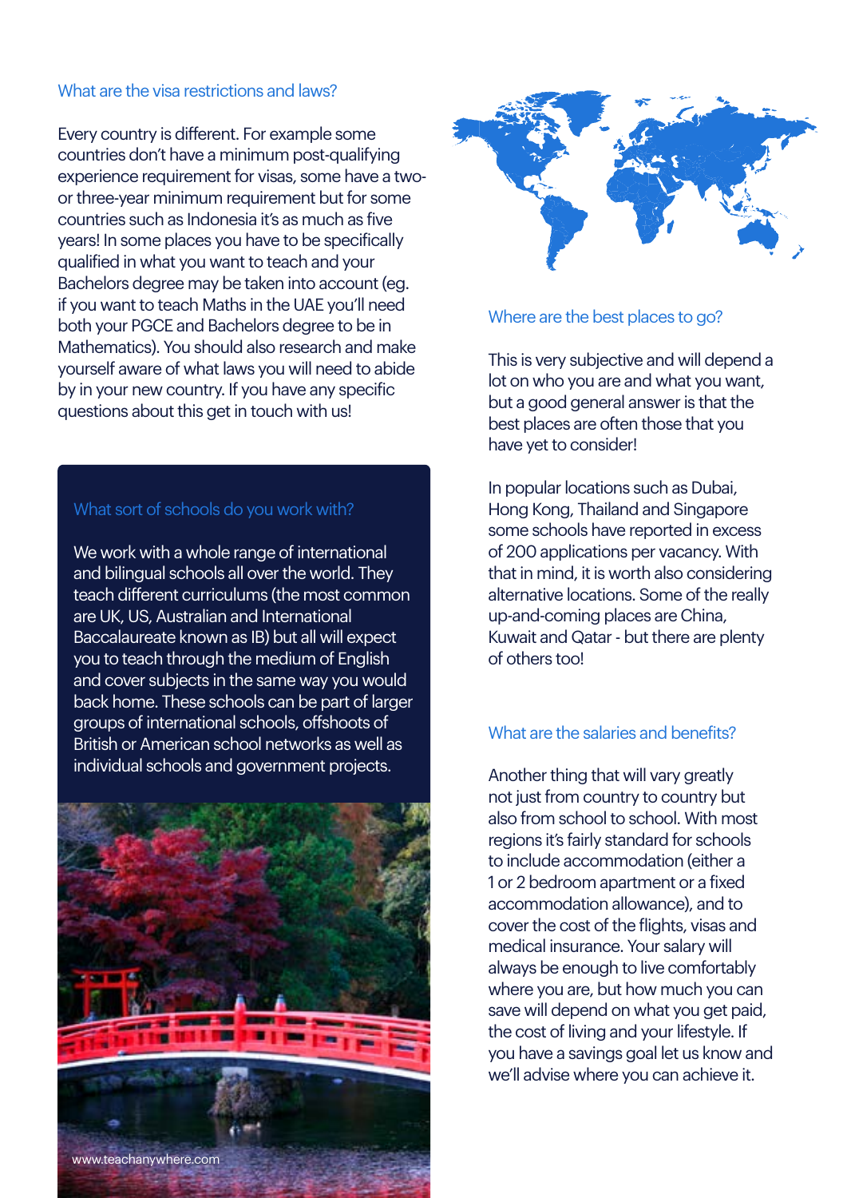## What are the visa restrictions and laws?

Every country is different. For example some countries don't have a minimum post-qualifying experience requirement for visas, some have a two- or three-year minimum requirement but for some countries such as Indonesia it's as much as five years! In some places you have to be specifically qualified in what you want to teach and your Bachelors degree may be taken into account (eg. if you want to teach Maths in the UAE you'll need both your PGCE and Bachelors degree to be in Mathematics). You should also research and make yourself aware of what laws you will need to abide by in your new country. If you have any specific questions about this get in touch with us!

## What sort of schools do you work with?

We work with a whole range of international and bilingual schools all over the world. They teach different curriculums (the most common are UK, US, Australian and International Baccalaureate known as IB) but all will expect you to teach through the medium of English and cover subjects in the same way you would back home. These schools can be part of larger groups of international schools, offshoots of British or American school networks as well as individual schools and government projects.

www.teachanywhere.com

## Where are the best places to go?

This is very subjective and will depend a lot on who you are and what you want, but a good general answer is that the best places are often those that you have yet to consider!

In popular locations such as Dubai, Hong Kong, Thailand and Singapore some schools have reported in excess of 200 applications per vacancy. With that in mind, it is worth also considering alternative locations. Some of the really up-and-coming places are China, Kuwait and Qatar - but there are plenty of others too!

## What are the salaries and benefits?

Another thing that will vary greatly not just from country to country but also from school to school. With most regions it's fairly standard for schools to include accommodation (either a 1 or 2 bedroom apartment or a fixed accommodation allowance), and to cover the cost of the flights, visas and medical insurance. Your salary will always be enough to live comfortably where you are, but how much you can save will depend on what you get paid, the cost of living and your lifestyle. If you have a savings goal let us know and we'll advise where you can achieve it.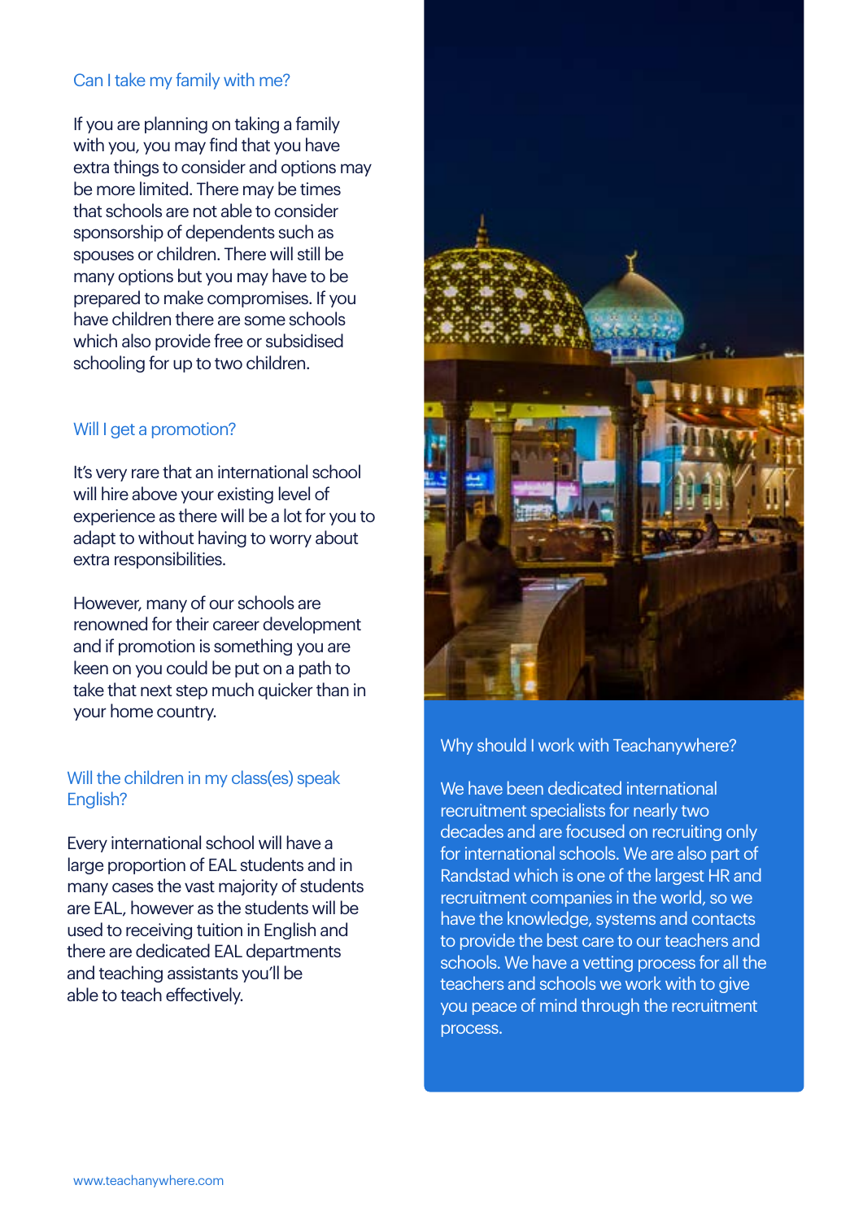## Can I take my family with me?

If you are planning on taking a family with you, you may find that you have extra things to consider and options may be more limited. There may be times that schools are not able to consider sponsorship of dependents such as spouses or children. There will still be many options but you may have to be prepared to make compromises. If you have children there are some schools which also provide free or subsidised schooling for up to two children.

## Will I get a promotion?

It's very rare that an international school will hire above your existing level of experience as there will be a lot for you to adapt to without having to worry about extra responsibilities.

However, many of our schools are renowned for their career development and if promotion is something you are keen on you could be put on a path to take that next step much quicker than in your home country.

## Will the children in my class(es) speak English?

Every international school will have a large proportion of EAL students and in many cases the vast majority of students are EAL, however as the students will be used to receiving tuition in English and there are dedicated EAL departments and teaching assistants you'll be able to teach effectively.

## Why should I work with Teachanywhere?

We have been dedicated international recruitment specialists for nearly two decades and are focused on recruiting only for international schools. We are also part of Randstad which is one of the largest HR and recruitment companies in the world, so we have the knowledge, systems and contacts to provide the best care to our teachers and schools. We have a vetting process for all the teachers and schools we work with to give you peace of mind through the recruitment process.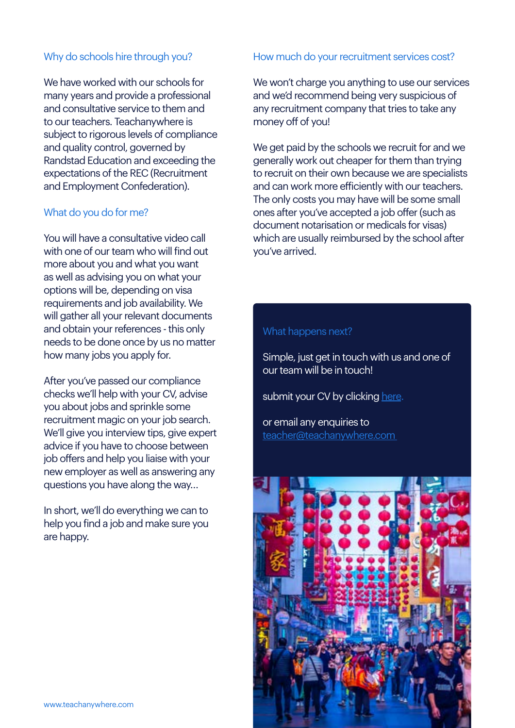## Why do schools hire through you?

We have worked with our schools for many years and provide a professional and consultative service to them and to our teachers. Teachanywhere is subject to rigorous levels of compliance and quality control, governed by Randstad Education and exceeding the expectations of the REC (Recruitment and Employment Confederation).

## What do you do for me?

You will have a consultative video call with one of our team who will find out more about you and what you want as well as advising you on what your options will be, depending on visa requirements and job availability. We will gather all your relevant documents and obtain your references - this only needs to be done once by us no matter how many jobs you apply for.

After you've passed our compliance checks we'll help with your CV, advise you about jobs and sprinkle some recruitment magic on your job search. We'll give you interview tips, give expert advice if you have to choose between job offers and help you liaise with your new employer as well as answering any questions you have along the way...

In short, we'll do everything we can to help you find a job and make sure you are happy.

## How much do your recruitment services cost?

We won't charge you anything to use our services and we'd recommend being very suspicious of any recruitment company that tries to take any money off of you!

We get paid by the schools we recruit for and we generally work out cheaper for them than trying to recruit on their own because we are specialists and can work more efficiently with our teachers. The only costs you may have will be some small ones after you've accepted a job offer (such as document notarisation or medicals for visas) which are usually reimbursed by the school after you've arrived.

## What happens next?

Simple, just get in touch with us and one of our team will be in touch!

submit your CV by clicking here.

or email any enquiries to teacher@teachanywhere.com

www.teachanywhere.com